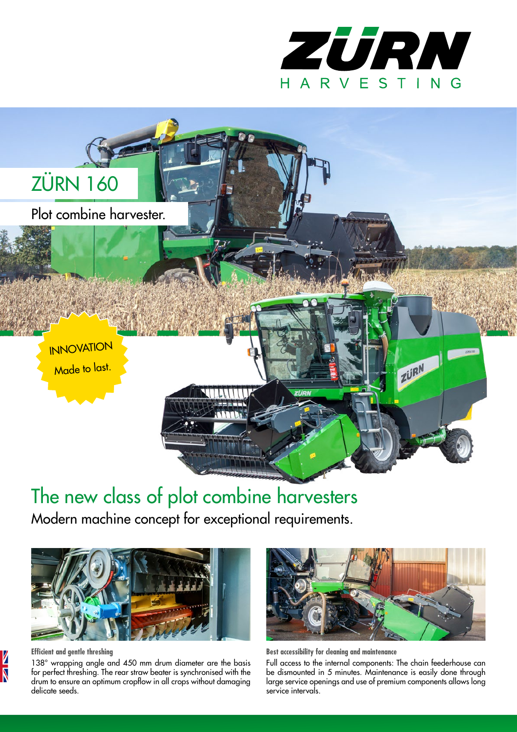ZÜRN
HARVESTING

# ZÜRN 160

Plot combine harvester.

INNOVATION
Made to last.

## The new class of plot combine harvesters

Modern machine concept for exceptional requirements.

**Efficient and gentle threshing**

138° wrapping angle and 450 mm drum diameter are the basis for perfect threshing. The rear straw beater is synchronised with the drum to ensure an optimum cropflow in all crops without damaging delicate seeds.

**Best accessibility for cleaning and maintenance**

Full access to the internal components: The chain feederhouse can be dismounted in 5 minutes. Maintenance is easily done through large service openings and use of premium components allows long service intervals.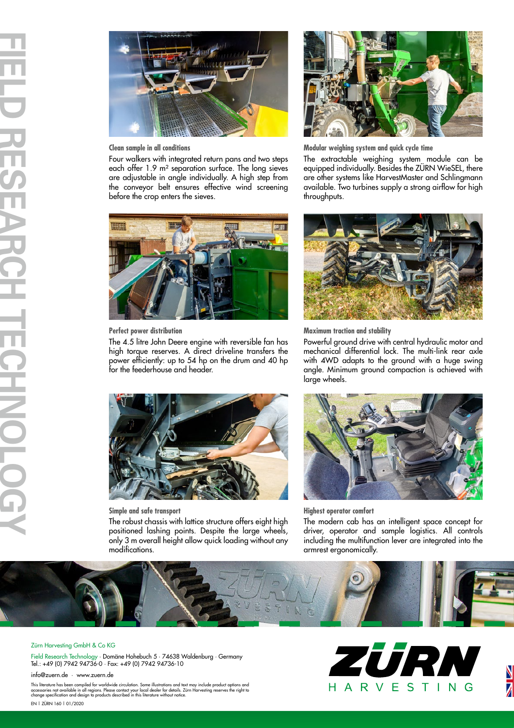### Clean sample in all conditions

Four walkers with integrated return pans and two steps each offer 1.9 m² separation surface. The long sieves are adjustable in angle individually. A high step from the conveyor belt ensures effective wind screening before the crop enters the sieves.

### Modular weighing system and quick cycle time

The extractable weighing system module can be equipped individually. Besides the ZÜRN WieSEL, there are other systems like HarvestMaster and Schlingmann available. Two turbines supply a strong airflow for high throughputs.

### Perfect power distribution

The 4.5 litre John Deere engine with reversible fan has high torque reserves. A direct driveline transfers the power efficiently: up to 54 hp on the drum and 40 hp for the feederhouse and header.

### Maximum traction and stability

Powerful ground drive with central hydraulic motor and mechanical differential lock. The multi-link rear axle with 4WD adapts to the ground with a huge swing angle. Minimum ground compaction is achieved with large wheels.

### Simple and safe transport

The robust chassis with lattice structure offers eight high positioned lashing points. Despite the large wheels, only 3 m overall height allow quick loading without any modifications.

### Highest operator comfort

The modern cab has an intelligent space concept for driver, operator and sample logistics. All controls including the multifunction lever are integrated into the armrest ergonomically.

Zürn Harvesting GmbH & Co KG

Field Research Technology · Domäne Hohebuch 5 · 74638 Waldenburg · Germany
Tel.: +49 (0) 7942 94736-0 · Fax: +49 (0) 7942 94736-10

info@zuern.de · www.zuern.de

This literature has been compiled for worldwide circulation. Some illustrations and text may include product options and accessories not available in all regions. Please contact your local dealer for details. Zürn Harvesting reserves the right to change specification and design to products described in this literature without notice.

EN I ZÜRN 160 I 01/2020

ZÜRN HARVESTING